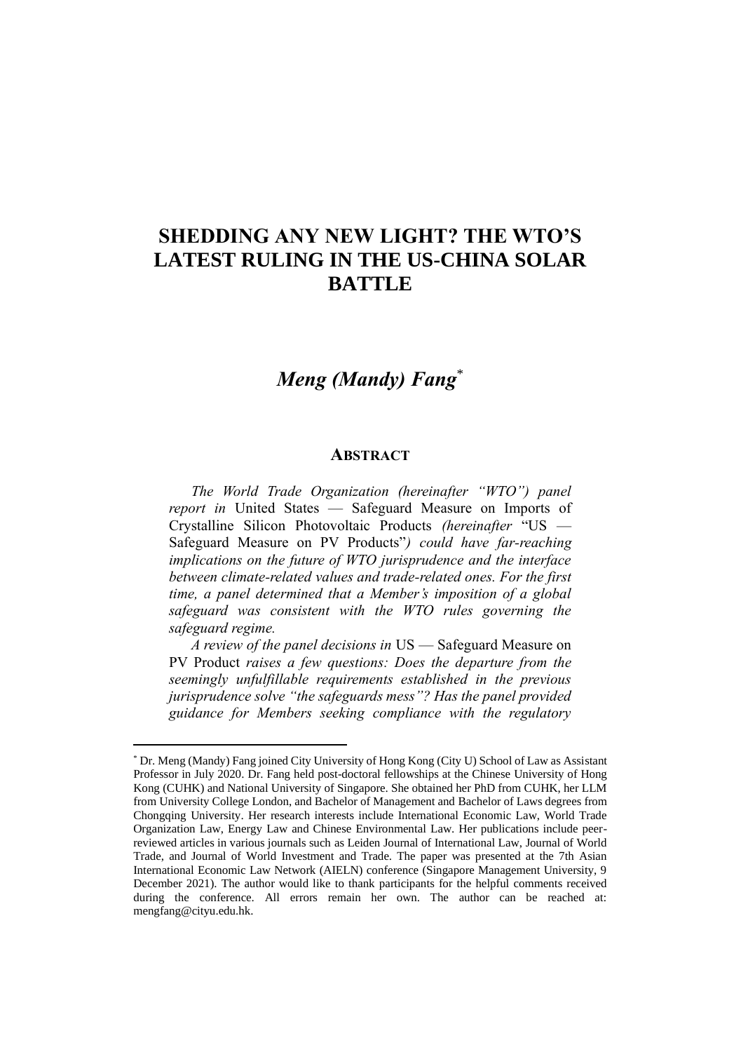# SHEDDING ANY NEW LIGHT? THE WTO'S LATEST RULING IN THE US-CHINA SOLAR BATTLE

## *Meng (Mandy) Fang*[*]

### ABSTRACT

*The World Trade Organization (hereinafter "WTO") panel report in* United States — Safeguard Measure on Imports of Crystalline Silicon Photovoltaic Products *(hereinafter* "US — Safeguard Measure on PV Products"*) could have far-reaching implications on the future of WTO jurisprudence and the interface between climate-related values and trade-related ones. For the first time, a panel determined that a Member's imposition of a global safeguard was consistent with the WTO rules governing the safeguard regime.*

*A review of the panel decisions in* US — Safeguard Measure on PV Product *raises a few questions: Does the departure from the seemingly unfulfillable requirements established in the previous jurisprudence solve "the safeguards mess"? Has the panel provided guidance for Members seeking compliance with the regulatory*

---

[*] Dr. Meng (Mandy) Fang joined City University of Hong Kong (City U) School of Law as Assistant Professor in July 2020. Dr. Fang held post-doctoral fellowships at the Chinese University of Hong Kong (CUHK) and National University of Singapore. She obtained her PhD from CUHK, her LLM from University College London, and Bachelor of Management and Bachelor of Laws degrees from Chongqing University. Her research interests include International Economic Law, World Trade Organization Law, Energy Law and Chinese Environmental Law. Her publications include peer-reviewed articles in various journals such as Leiden Journal of International Law, Journal of World Trade, and Journal of World Investment and Trade. The paper was presented at the 7th Asian International Economic Law Network (AIELN) conference (Singapore Management University, 9 December 2021). The author would like to thank participants for the helpful comments received during the conference. All errors remain her own. The author can be reached at: mengfang@cityu.edu.hk.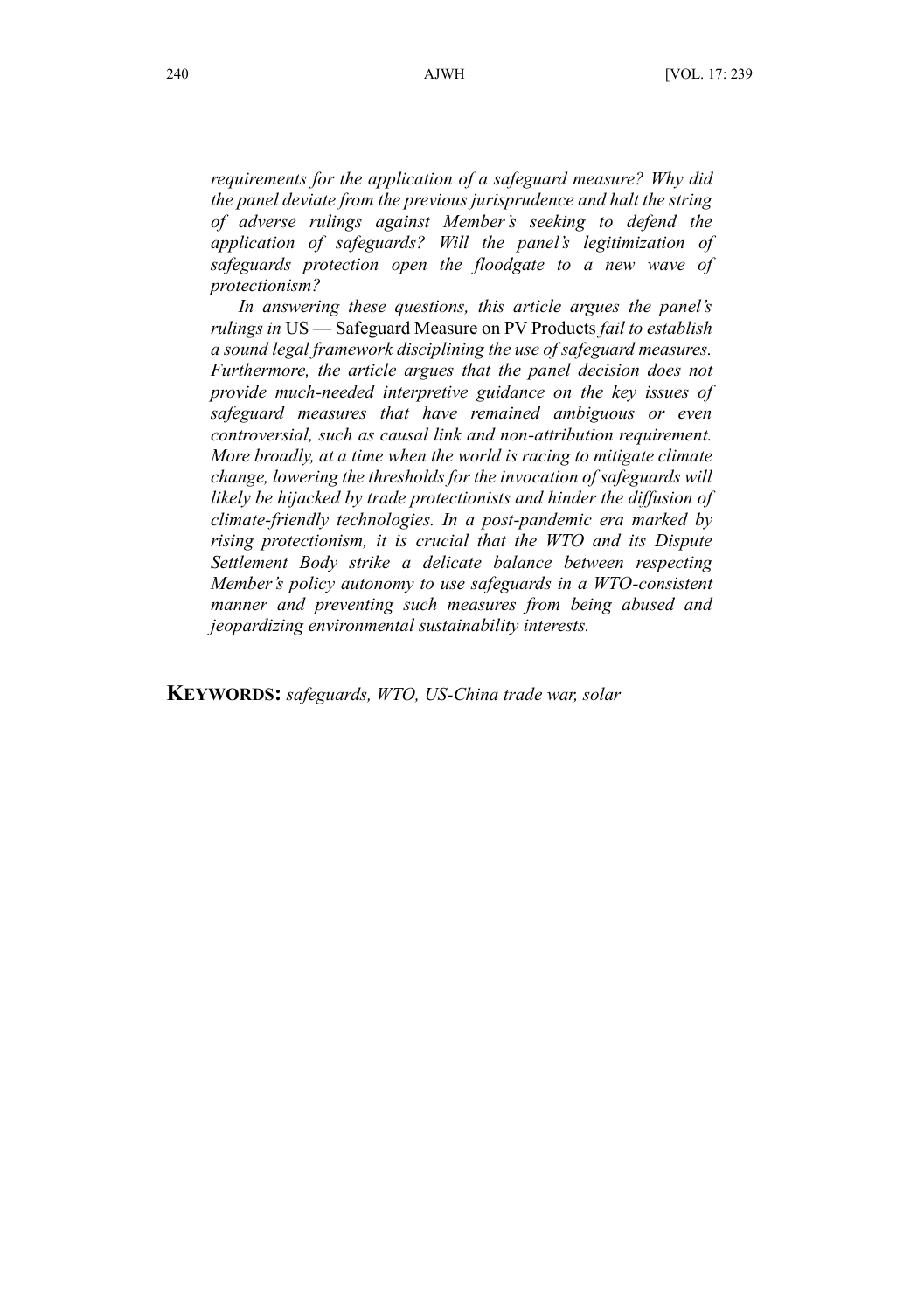*requirements for the application of a safeguard measure? Why did the panel deviate from the previous jurisprudence and halt the string of adverse rulings against Member's seeking to defend the application of safeguards? Will the panel's legitimization of safeguards protection open the floodgate to a new wave of protectionism?*

*In answering these questions, this article argues the panel's rulings in* US — Safeguard Measure on PV Products *fail to establish a sound legal framework disciplining the use of safeguard measures. Furthermore, the article argues that the panel decision does not provide much-needed interpretive guidance on the key issues of safeguard measures that have remained ambiguous or even controversial, such as causal link and non-attribution requirement. More broadly, at a time when the world is racing to mitigate climate change, lowering the thresholds for the invocation of safeguards will likely be hijacked by trade protectionists and hinder the diffusion of climate-friendly technologies. In a post-pandemic era marked by rising protectionism, it is crucial that the WTO and its Dispute Settlement Body strike a delicate balance between respecting Member's policy autonomy to use safeguards in a WTO-consistent manner and preventing such measures from being abused and jeopardizing environmental sustainability interests.*

**KEYWORDS:** *safeguards, WTO, US-China trade war, solar*